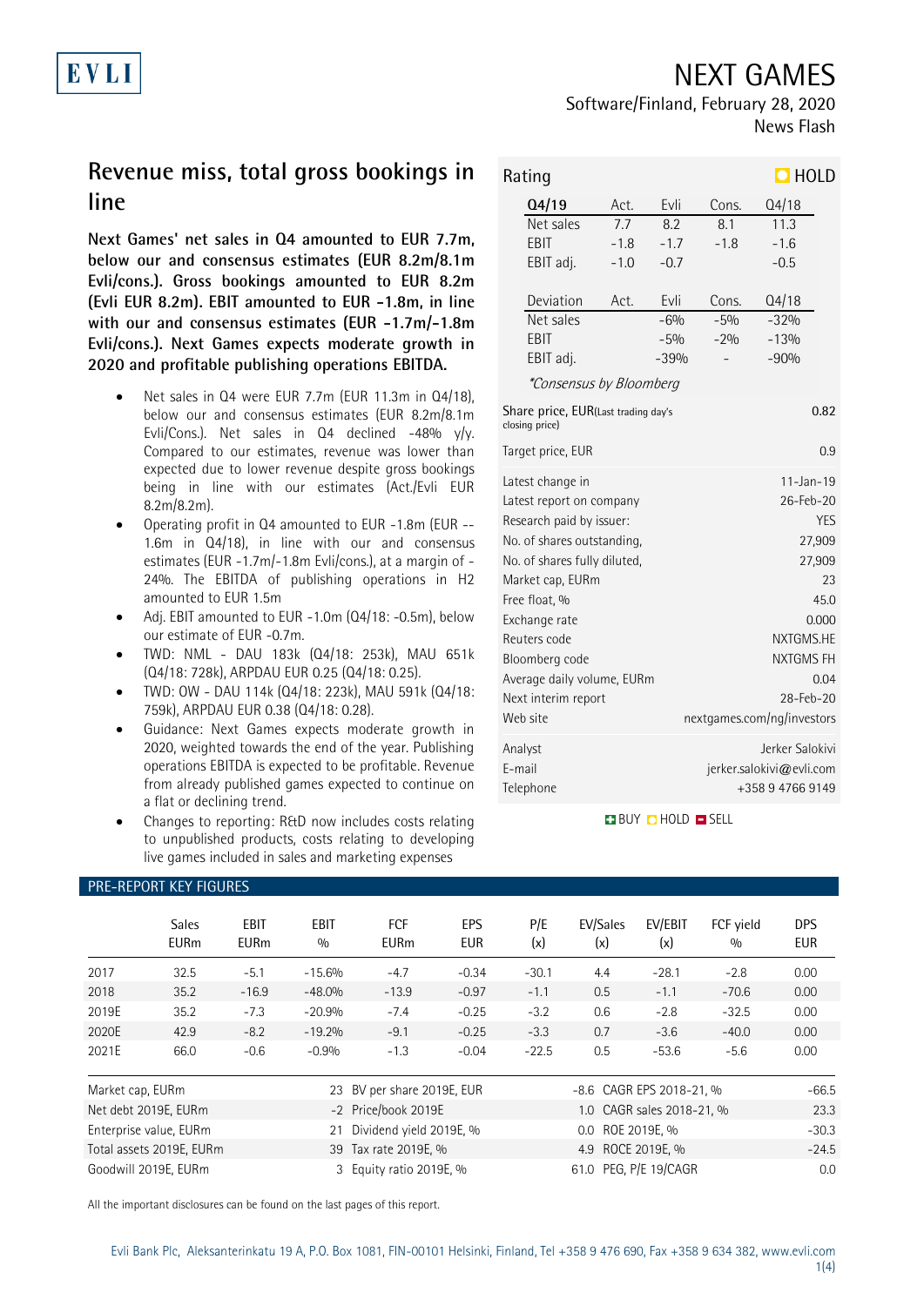EVLI

# NEXT GAMES

Software/Finland, February 28, 2020

News Flash

## Revenue miss, total gross bookings in line

**Next Games' net sales in Q4 amounted to EUR 7.7m, below our and consensus estimates (EUR 8.2m/8.1m Evli/cons.). Gross bookings amounted to EUR 8.2m (Evli EUR 8.2m). EBIT amounted to EUR -1.8m, in line with our and consensus estimates (EUR -1.7m/-1.8m Evli/cons.). Next Games expects moderate growth in 2020 and profitable publishing operations EBITDA.**

- Net sales in Q4 were EUR 7.7m (EUR 11.3m in Q4/18), below our and consensus estimates (EUR 8.2m/8.1m Evli/Cons.). Net sales in Q4 declined -48% y/y. Compared to our estimates, revenue was lower than expected due to lower revenue despite gross bookings being in line with our estimates (Act./Evli EUR 8.2m/8.2m).
- Operating profit in Q4 amounted to EUR -1.8m (EUR --1.6m in Q4/18), in line with our and consensus estimates (EUR -1.7m/-1.8m Evli/cons.), at a margin of -24%. The EBITDA of publishing operations in H2 amounted to EUR 1.5m
- Adj. EBIT amounted to EUR -1.0m (Q4/18: -0.5m), below our estimate of EUR -0.7m.
- TWD: NML - DAU 183k (Q4/18: 253k), MAU 651k (Q4/18: 728k), ARPDAU EUR 0.25 (Q4/18: 0.25).
- TWD: OW - DAU 114k (Q4/18: 223k), MAU 591k (Q4/18: 759k), ARPDAU EUR 0.38 (Q4/18: 0.28).
- Guidance: Next Games expects moderate growth in 2020, weighted towards the end of the year. Publishing operations EBITDA is expected to be profitable. Revenue from already published games expected to continue on a flat or declining trend.
- Changes to reporting: R&D now includes costs relating to unpublished products, costs relating to developing live games included in sales and marketing expenses

Rating: HOLD

| Q4/19 | Act. | Evli | Cons. | Q4/18 |
|---|---|---|---|---|
| Net sales | 7.7 | 8.2 | 8.1 | 11.3 |
| EBIT | -1.8 | -1.7 | -1.8 | -1.6 |
| EBIT adj. | -1.0 | -0.7 | | -0.5 |

| Deviation | Act. | Evli | Cons. | Q4/18 |
|---|---|---|---|---|
| Net sales | | -6% | -5% | -32% |
| EBIT | | -5% | -2% | -13% |
| EBIT adj. | | -39% | - | -90% |

*Consensus by Bloomberg

| | |
|---|---|
| Share price, EUR (Last trading day's closing price) | 0.82 |
| Target price, EUR | 0.9 |
| Latest change in | 11-Jan-19 |
| Latest report on company | 26-Feb-20 |
| Research paid by issuer: | YES |
| No. of shares outstanding, | 27,909 |
| No. of shares fully diluted, | 27,909 |
| Market cap, EURm | 23 |
| Free float, % | 45.0 |
| Exchange rate | 0.000 |
| Reuters code | NXTGMS.HE |
| Bloomberg code | NXTGMS FH |
| Average daily volume, EURm | 0.04 |
| Next interim report | 28-Feb-20 |
| Web site | nextgames.com/ng/investors |
| Analyst | Jerker Salokivi |
| E-mail | jerker.salokivi@evli.com |
| Telephone | +358 9 4766 9149 |

BUY HOLD SELL

### PRE-REPORT KEY FIGURES

| | Sales EURm | EBIT EURm | EBIT % | FCF EURm | EPS EUR | P/E (x) | EV/Sales (x) | EV/EBIT (x) | FCF yield % | DPS EUR |
|---|---|---|---|---|---|---|---|---|---|---|
| 2017 | 32.5 | -5.1 | -15.6% | -4.7 | -0.34 | -30.1 | 4.4 | -28.1 | -2.8 | 0.00 |
| 2018 | 35.2 | -16.9 | -48.0% | -13.9 | -0.97 | -1.1 | 0.5 | -1.1 | -70.6 | 0.00 |
| 2019E | 35.2 | -7.3 | -20.9% | -7.4 | -0.25 | -3.2 | 0.6 | -2.8 | -32.5 | 0.00 |
| 2020E | 42.9 | -8.2 | -19.2% | -9.1 | -0.25 | -3.3 | 0.7 | -3.6 | -40.0 | 0.00 |
| 2021E | 66.0 | -0.6 | -0.9% | -1.3 | -0.04 | -22.5 | 0.5 | -53.6 | -5.6 | 0.00 |

| | | | | | |
|---|---|---|---|---|---|
| Market cap, EURm | 23 | BV per share 2019E, EUR | -8.6 | CAGR EPS 2018-21, % | -66.5 |
| Net debt 2019E, EURm | -2 | Price/book 2019E | 1.0 | CAGR sales 2018-21, % | 23.3 |
| Enterprise value, EURm | 21 | Dividend yield 2019E, % | 0.0 | ROE 2019E, % | -30.3 |
| Total assets 2019E, EURm | 39 | Tax rate 2019E, % | 4.9 | ROCE 2019E, % | -24.5 |
| Goodwill 2019E, EURm | 3 | Equity ratio 2019E, % | 61.0 | PEG, P/E 19/CAGR | 0.0 |

All the important disclosures can be found on the last pages of this report.

Evli Bank Plc, Aleksanterinkatu 19 A, P.O. Box 1081, FIN-00101 Helsinki, Finland, Tel +358 9 476 690, Fax +358 9 634 382, www.evli.com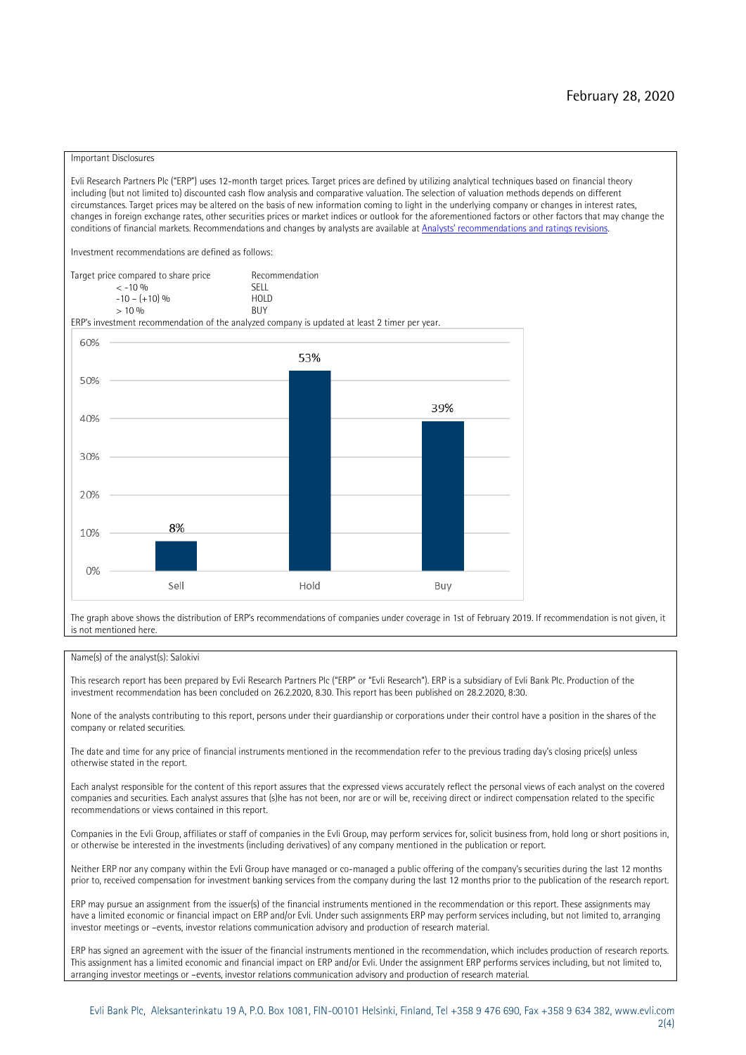February 28, 2020

Important Disclosures

Evli Research Partners Plc ("ERP") uses 12-month target prices. Target prices are defined by utilizing analytical techniques based on financial theory including (but not limited to) discounted cash flow analysis and comparative valuation. The selection of valuation methods depends on different circumstances. Target prices may be altered on the basis of new information coming to light in the underlying company or changes in interest rates, changes in foreign exchange rates, other securities prices or market indices or outlook for the aforementioned factors or other factors that may change the conditions of financial markets. Recommendations and changes by analysts are available at [Analysts' recommendations and ratings revisions](#).

Investment recommendations are defined as follows:

| Target price compared to share price | Recommendation |
|---|---|
| < -10 % | SELL |
| -10 – (+10) % | HOLD |
| > 10 % | BUY |

ERP's investment recommendation of the analyzed company is updated at least 2 timer per year.

| | Sell | Hold | Buy |
|---|---|---|---|
| | 8% | 53% | 39% |

The graph above shows the distribution of ERP's recommendations of companies under coverage in 1st of February 2019. If recommendation is not given, it is not mentioned here.

Name(s) of the analyst(s): Salokivi

This research report has been prepared by Evli Research Partners Plc ("ERP" or "Evli Research"). ERP is a subsidiary of Evli Bank Plc. Production of the investment recommendation has been concluded on 26.2.2020, 8.30. This report has been published on 28.2.2020, 8:30.

None of the analysts contributing to this report, persons under their guardianship or corporations under their control have a position in the shares of the company or related securities.

The date and time for any price of financial instruments mentioned in the recommendation refer to the previous trading day's closing price(s) unless otherwise stated in the report.

Each analyst responsible for the content of this report assures that the expressed views accurately reflect the personal views of each analyst on the covered companies and securities. Each analyst assures that (s)he has not been, nor are or will be, receiving direct or indirect compensation related to the specific recommendations or views contained in this report.

Companies in the Evli Group, affiliates or staff of companies in the Evli Group, may perform services for, solicit business from, hold long or short positions in, or otherwise be interested in the investments (including derivatives) of any company mentioned in the publication or report.

Neither ERP nor any company within the Evli Group have managed or co-managed a public offering of the company's securities during the last 12 months prior to, received compensation for investment banking services from the company during the last 12 months prior to the publication of the research report.

ERP may pursue an assignment from the issuer(s) of the financial instruments mentioned in the recommendation or this report. These assignments may have a limited economic or financial impact on ERP and/or Evli. Under such assignments ERP may perform services including, but not limited to, arranging investor meetings or –events, investor relations communication advisory and production of research material.

ERP has signed an agreement with the issuer of the financial instruments mentioned in the recommendation, which includes production of research reports. This assignment has a limited economic and financial impact on ERP and/or Evli. Under the assignment ERP performs services including, but not limited to, arranging investor meetings or –events, investor relations communication advisory and production of research material.

Evli Bank Plc, Aleksanterinkatu 19 A, P.O. Box 1081, FIN-00101 Helsinki, Finland, Tel +358 9 476 690, Fax +358 9 634 382, www.evli.com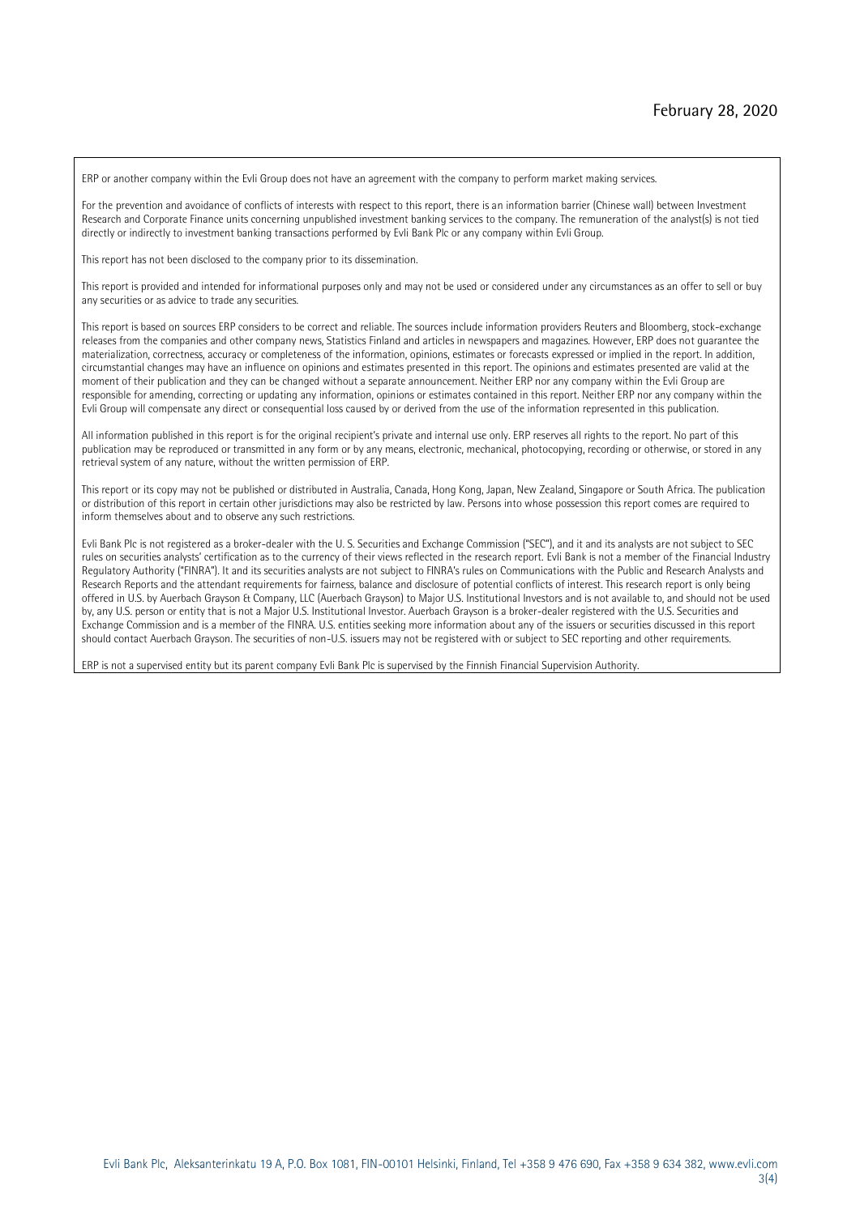ERP or another company within the Evli Group does not have an agreement with the company to perform market making services.

For the prevention and avoidance of conflicts of interests with respect to this report, there is an information barrier (Chinese wall) between Investment Research and Corporate Finance units concerning unpublished investment banking services to the company. The remuneration of the analyst(s) is not tied directly or indirectly to investment banking transactions performed by Evli Bank Plc or any company within Evli Group.

This report has not been disclosed to the company prior to its dissemination.

This report is provided and intended for informational purposes only and may not be used or considered under any circumstances as an offer to sell or buy any securities or as advice to trade any securities.

This report is based on sources ERP considers to be correct and reliable. The sources include information providers Reuters and Bloomberg, stock-exchange releases from the companies and other company news, Statistics Finland and articles in newspapers and magazines. However, ERP does not guarantee the materialization, correctness, accuracy or completeness of the information, opinions, estimates or forecasts expressed or implied in the report. In addition, circumstantial changes may have an influence on opinions and estimates presented in this report. The opinions and estimates presented are valid at the moment of their publication and they can be changed without a separate announcement. Neither ERP nor any company within the Evli Group are responsible for amending, correcting or updating any information, opinions or estimates contained in this report. Neither ERP nor any company within the Evli Group will compensate any direct or consequential loss caused by or derived from the use of the information represented in this publication.

All information published in this report is for the original recipient's private and internal use only. ERP reserves all rights to the report. No part of this publication may be reproduced or transmitted in any form or by any means, electronic, mechanical, photocopying, recording or otherwise, or stored in any retrieval system of any nature, without the written permission of ERP.

This report or its copy may not be published or distributed in Australia, Canada, Hong Kong, Japan, New Zealand, Singapore or South Africa. The publication or distribution of this report in certain other jurisdictions may also be restricted by law. Persons into whose possession this report comes are required to inform themselves about and to observe any such restrictions.

Evli Bank Plc is not registered as a broker-dealer with the U. S. Securities and Exchange Commission ("SEC"), and it and its analysts are not subject to SEC rules on securities analysts' certification as to the currency of their views reflected in the research report. Evli Bank is not a member of the Financial Industry Regulatory Authority ("FINRA"). It and its securities analysts are not subject to FINRA's rules on Communications with the Public and Research Analysts and Research Reports and the attendant requirements for fairness, balance and disclosure of potential conflicts of interest. This research report is only being offered in U.S. by Auerbach Grayson & Company, LLC (Auerbach Grayson) to Major U.S. Institutional Investors and is not available to, and should not be used by, any U.S. person or entity that is not a Major U.S. Institutional Investor. Auerbach Grayson is a broker-dealer registered with the U.S. Securities and Exchange Commission and is a member of the FINRA. U.S. entities seeking more information about any of the issuers or securities discussed in this report should contact Auerbach Grayson. The securities of non-U.S. issuers may not be registered with or subject to SEC reporting and other requirements.

ERP is not a supervised entity but its parent company Evli Bank Plc is supervised by the Finnish Financial Supervision Authority.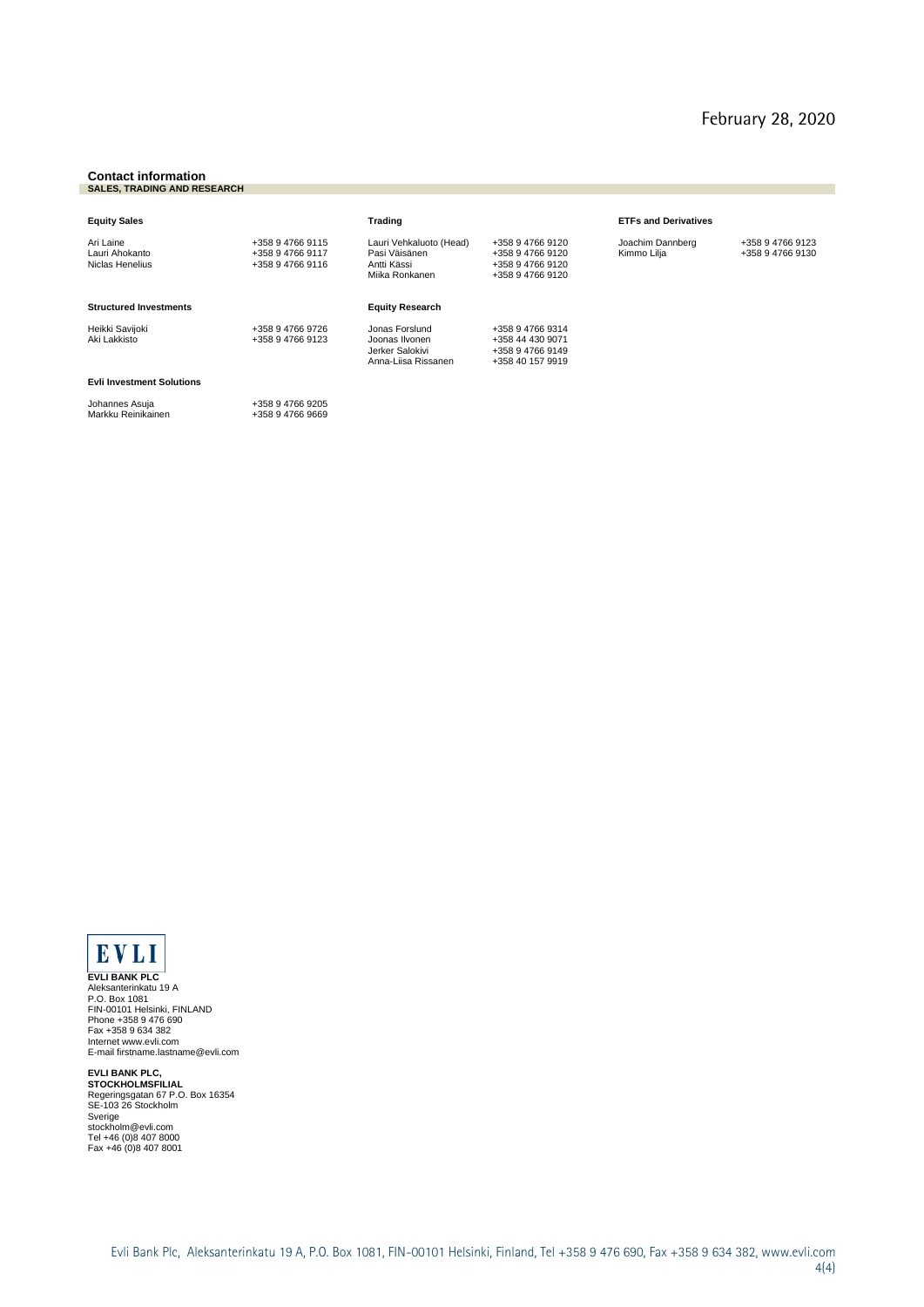February 28, 2020

## Contact information

**SALES, TRADING AND RESEARCH**

**Equity Sales**

| | |
|---|---|
| Ari Laine | +358 9 4766 9115 |
| Lauri Ahokanto | +358 9 4766 9117 |
| Niclas Henelius | +358 9 4766 9116 |

**Structured Investments**

| | |
|---|---|
| Heikki Savijoki | +358 9 4766 9726 |
| Aki Lakkisto | +358 9 4766 9123 |

**Evli Investment Solutions**

| | |
|---|---|
| Johannes Asuja | +358 9 4766 9205 |
| Markku Reinikainen | +358 9 4766 9669 |

**Trading**

| | |
|---|---|
| Lauri Vehkaluoto (Head) | +358 9 4766 9120 |
| Pasi Väisänen | +358 9 4766 9120 |
| Antti Kässi | +358 9 4766 9120 |
| Miika Ronkanen | +358 9 4766 9120 |

**Equity Research**

| | |
|---|---|
| Jonas Forslund | +358 9 4766 9314 |
| Joonas Ilvonen | +358 44 430 9071 |
| Jerker Salokivi | +358 9 4766 9149 |
| Anna-Liisa Rissanen | +358 40 157 9919 |

**ETFs and Derivatives**

| | |
|---|---|
| Joachim Dannberg | +358 9 4766 9123 |
| Kimmo Lilja | +358 9 4766 9130 |

EVLI

**EVLI BANK PLC**
Aleksanterinkatu 19 A
P.O. Box 1081
FIN-00101 Helsinki, FINLAND
Phone +358 9 476 690
Fax +358 9 634 382
Internet www.evli.com
E-mail firstname.lastname@evli.com

**EVLI BANK PLC, STOCKHOLMSFILIAL**
Regeringsgatan 67 P.O. Box 16354
SE-103 26 Stockholm
Sverige
stockholm@evli.com
Tel +46 (0)8 407 8000
Fax +46 (0)8 407 8001

Evli Bank Plc, Aleksanterinkatu 19 A, P.O. Box 1081, FIN-00101 Helsinki, Finland, Tel +358 9 476 690, Fax +358 9 634 382, www.evli.com